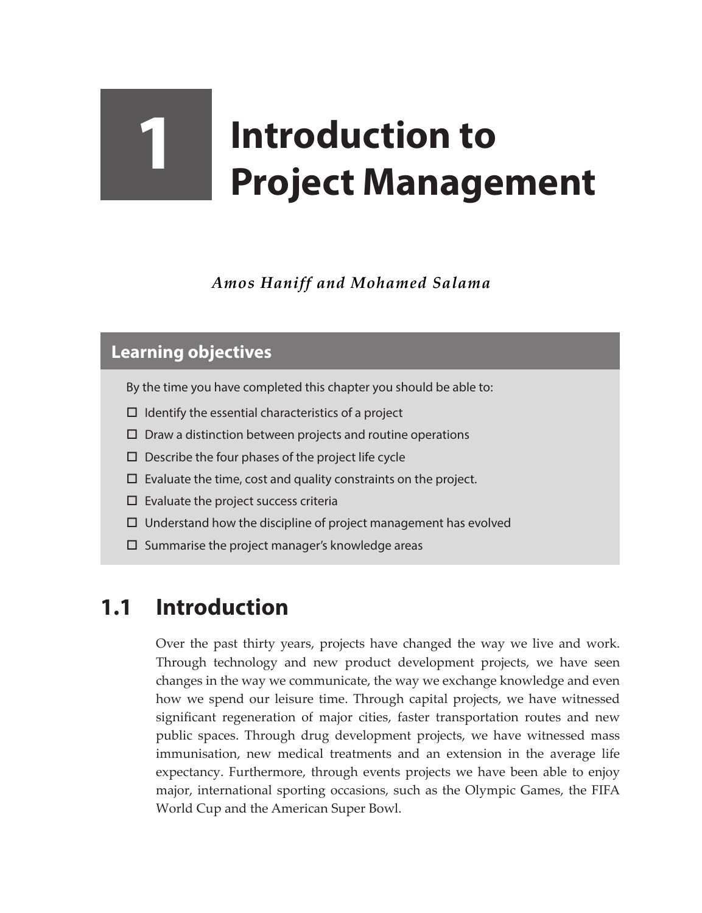# 1 Introduction to Project Management

*Amos Haniff and Mohamed Salama*

## Learning objectives

By the time you have completed this chapter you should be able to:

- ☐ Identify the essential characteristics of a project
- ☐ Draw a distinction between projects and routine operations
- ☐ Describe the four phases of the project life cycle
- ☐ Evaluate the time, cost and quality constraints on the project.
- ☐ Evaluate the project success criteria
- ☐ Understand how the discipline of project management has evolved
- ☐ Summarise the project manager's knowledge areas

## 1.1 Introduction

Over the past thirty years, projects have changed the way we live and work. Through technology and new product development projects, we have seen changes in the way we communicate, the way we exchange knowledge and even how we spend our leisure time. Through capital projects, we have witnessed significant regeneration of major cities, faster transportation routes and new public spaces. Through drug development projects, we have witnessed mass immunisation, new medical treatments and an extension in the average life expectancy. Furthermore, through events projects we have been able to enjoy major, international sporting occasions, such as the Olympic Games, the FIFA World Cup and the American Super Bowl.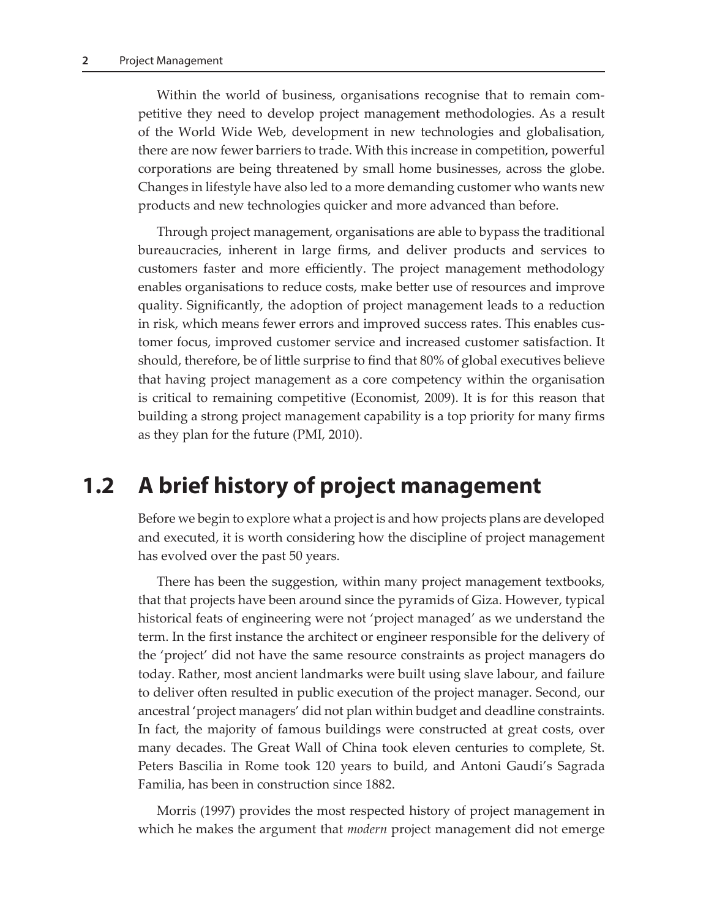Within the world of business, organisations recognise that to remain competitive they need to develop project management methodologies. As a result of the World Wide Web, development in new technologies and globalisation, there are now fewer barriers to trade. With this increase in competition, powerful corporations are being threatened by small home businesses, across the globe. Changes in lifestyle have also led to a more demanding customer who wants new products and new technologies quicker and more advanced than before.

Through project management, organisations are able to bypass the traditional bureaucracies, inherent in large firms, and deliver products and services to customers faster and more efficiently. The project management methodology enables organisations to reduce costs, make better use of resources and improve quality. Significantly, the adoption of project management leads to a reduction in risk, which means fewer errors and improved success rates. This enables customer focus, improved customer service and increased customer satisfaction. It should, therefore, be of little surprise to find that 80% of global executives believe that having project management as a core competency within the organisation is critical to remaining competitive (Economist, 2009). It is for this reason that building a strong project management capability is a top priority for many firms as they plan for the future (PMI, 2010).

## 1.2 A brief history of project management

Before we begin to explore what a project is and how projects plans are developed and executed, it is worth considering how the discipline of project management has evolved over the past 50 years.

There has been the suggestion, within many project management textbooks, that that projects have been around since the pyramids of Giza. However, typical historical feats of engineering were not 'project managed' as we understand the term. In the first instance the architect or engineer responsible for the delivery of the 'project' did not have the same resource constraints as project managers do today. Rather, most ancient landmarks were built using slave labour, and failure to deliver often resulted in public execution of the project manager. Second, our ancestral 'project managers' did not plan within budget and deadline constraints. In fact, the majority of famous buildings were constructed at great costs, over many decades. The Great Wall of China took eleven centuries to complete, St. Peters Bascilia in Rome took 120 years to build, and Antoni Gaudi's Sagrada Familia, has been in construction since 1882.

Morris (1997) provides the most respected history of project management in which he makes the argument that *modern* project management did not emerge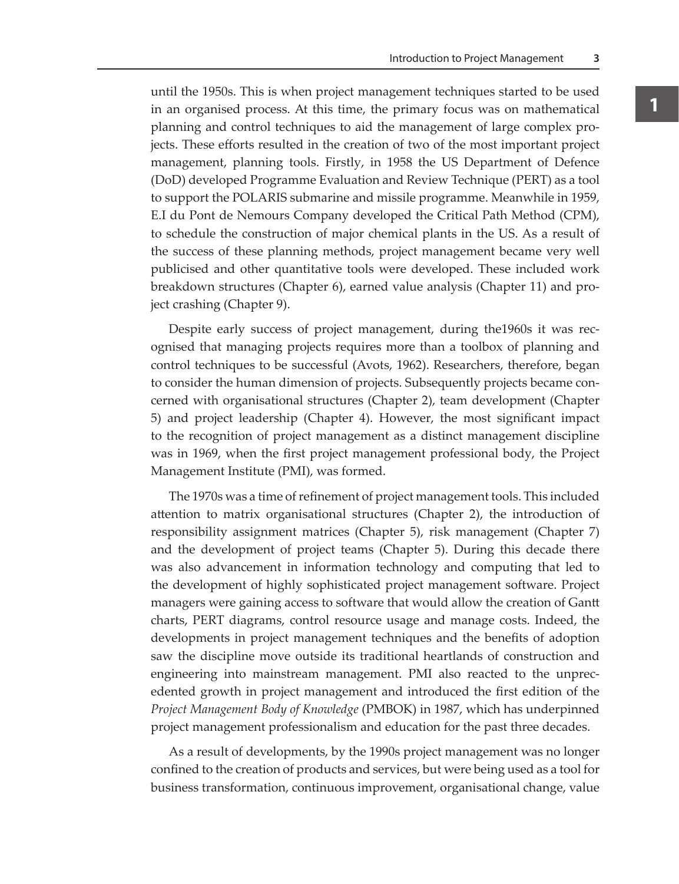until the 1950s. This is when project management techniques started to be used in an organised process. At this time, the primary focus was on mathematical planning and control techniques to aid the management of large complex projects. These efforts resulted in the creation of two of the most important project management, planning tools. Firstly, in 1958 the US Department of Defence (DoD) developed Programme Evaluation and Review Technique (PERT) as a tool to support the POLARIS submarine and missile programme. Meanwhile in 1959, E.I du Pont de Nemours Company developed the Critical Path Method (CPM), to schedule the construction of major chemical plants in the US. As a result of the success of these planning methods, project management became very well publicised and other quantitative tools were developed. These included work breakdown structures (Chapter 6), earned value analysis (Chapter 11) and project crashing (Chapter 9).

Despite early success of project management, during the1960s it was recognised that managing projects requires more than a toolbox of planning and control techniques to be successful (Avots, 1962). Researchers, therefore, began to consider the human dimension of projects. Subsequently projects became concerned with organisational structures (Chapter 2), team development (Chapter 5) and project leadership (Chapter 4). However, the most significant impact to the recognition of project management as a distinct management discipline was in 1969, when the first project management professional body, the Project Management Institute (PMI), was formed.

The 1970s was a time of refinement of project management tools. This included attention to matrix organisational structures (Chapter 2), the introduction of responsibility assignment matrices (Chapter 5), risk management (Chapter 7) and the development of project teams (Chapter 5). During this decade there was also advancement in information technology and computing that led to the development of highly sophisticated project management software. Project managers were gaining access to software that would allow the creation of Gantt charts, PERT diagrams, control resource usage and manage costs. Indeed, the developments in project management techniques and the benefits of adoption saw the discipline move outside its traditional heartlands of construction and engineering into mainstream management. PMI also reacted to the unprecedented growth in project management and introduced the first edition of the *Project Management Body of Knowledge* (PMBOK) in 1987, which has underpinned project management professionalism and education for the past three decades.

As a result of developments, by the 1990s project management was no longer confined to the creation of products and services, but were being used as a tool for business transformation, continuous improvement, organisational change, value